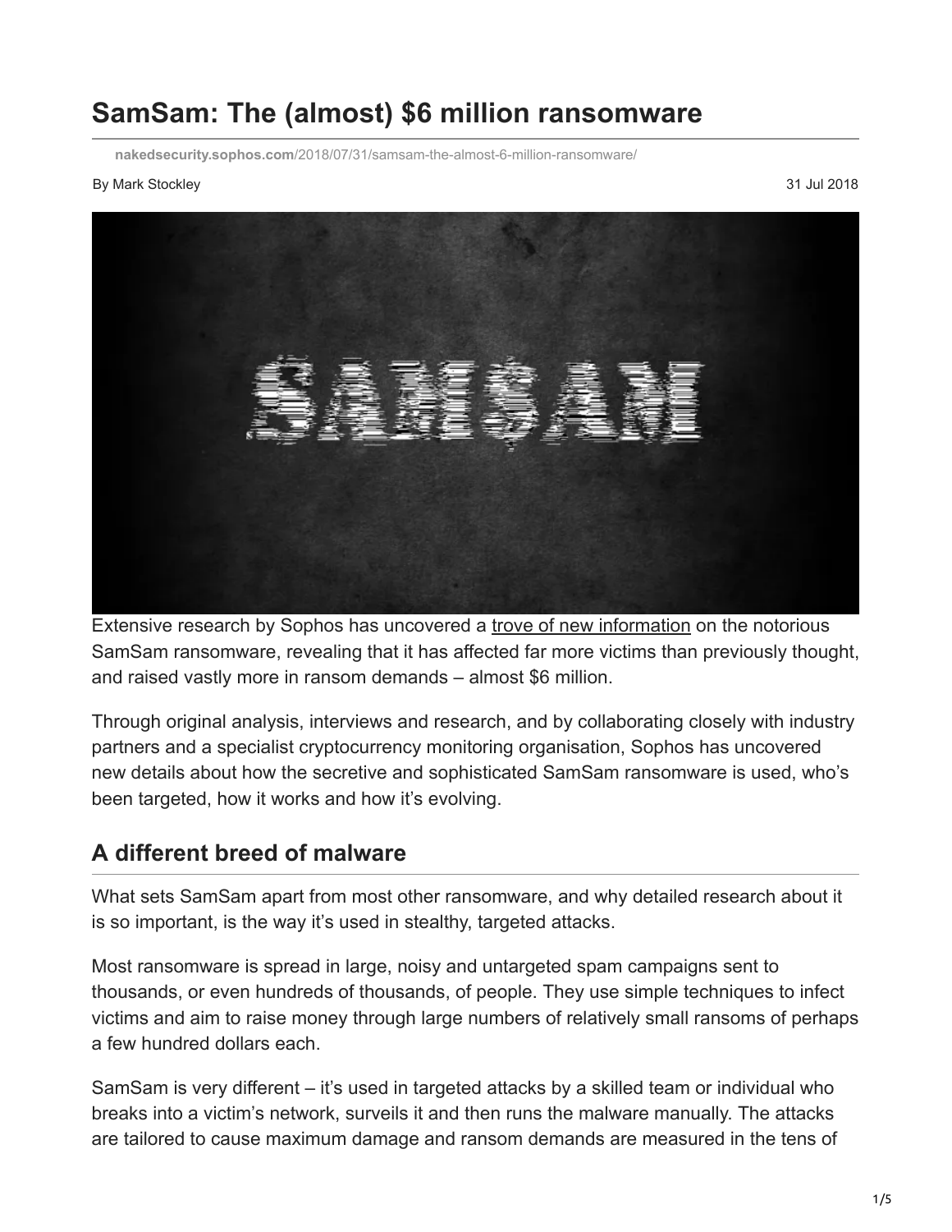# SamSam: The (almost) $6 million ransomware

nakedsecurity.sophos.com/2018/07/31/samsam-the-almost-6-million-ransomware/

By Mark Stockley

31 Jul 2018

Extensive research by Sophos has uncovered a trove of new information on the notorious SamSam ransomware, revealing that it has affected far more victims than previously thought, and raised vastly more in ransom demands – almost $6 million.

Through original analysis, interviews and research, and by collaborating closely with industry partners and a specialist cryptocurrency monitoring organisation, Sophos has uncovered new details about how the secretive and sophisticated SamSam ransomware is used, who's been targeted, how it works and how it's evolving.

## A different breed of malware

What sets SamSam apart from most other ransomware, and why detailed research about it is so important, is the way it's used in stealthy, targeted attacks.

Most ransomware is spread in large, noisy and untargeted spam campaigns sent to thousands, or even hundreds of thousands, of people. They use simple techniques to infect victims and aim to raise money through large numbers of relatively small ransoms of perhaps a few hundred dollars each.

SamSam is very different – it's used in targeted attacks by a skilled team or individual who breaks into a victim's network, surveils it and then runs the malware manually. The attacks are tailored to cause maximum damage and ransom demands are measured in the tens of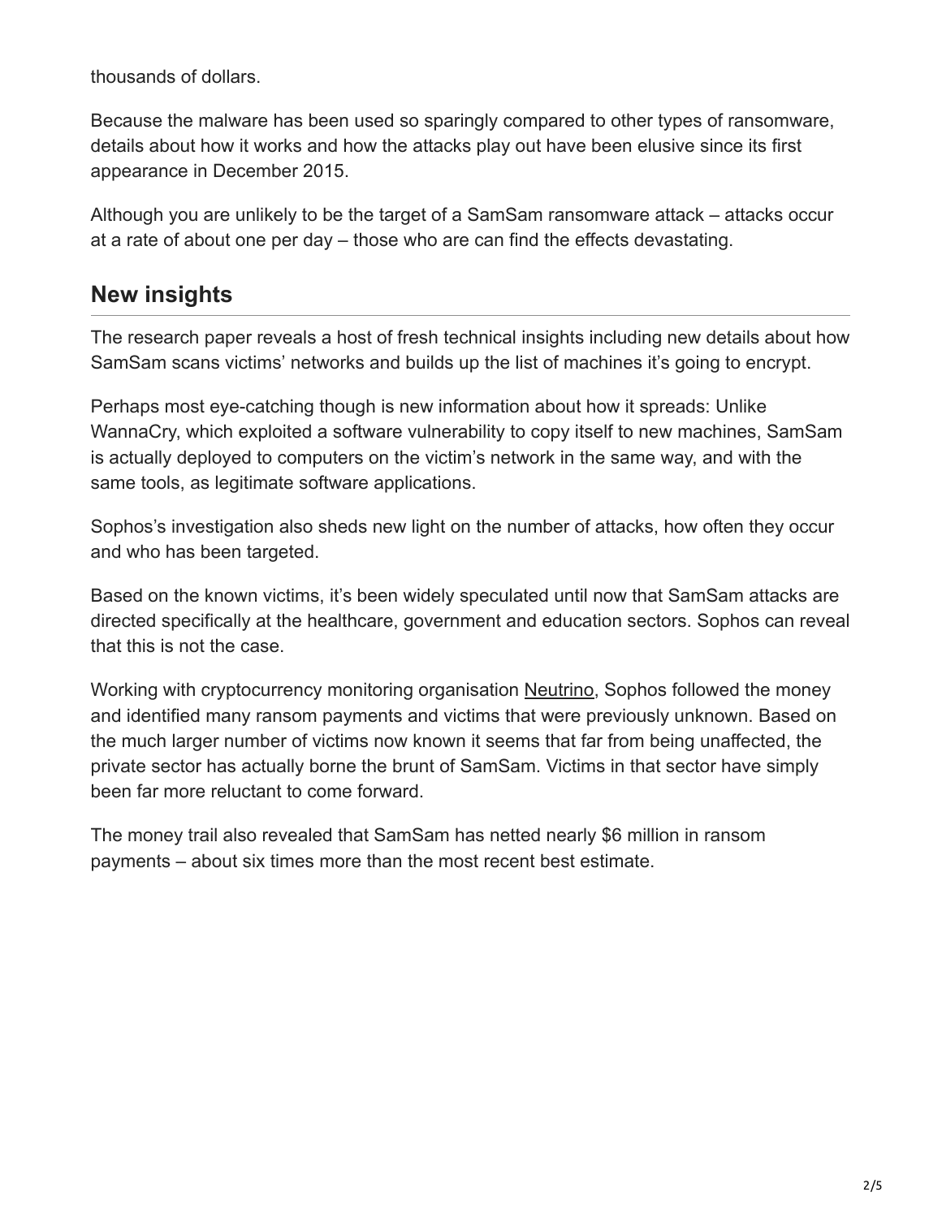thousands of dollars.

Because the malware has been used so sparingly compared to other types of ransomware, details about how it works and how the attacks play out have been elusive since its first appearance in December 2015.

Although you are unlikely to be the target of a SamSam ransomware attack – attacks occur at a rate of about one per day – those who are can find the effects devastating.

## New insights

The research paper reveals a host of fresh technical insights including new details about how SamSam scans victims' networks and builds up the list of machines it's going to encrypt.

Perhaps most eye-catching though is new information about how it spreads: Unlike WannaCry, which exploited a software vulnerability to copy itself to new machines, SamSam is actually deployed to computers on the victim's network in the same way, and with the same tools, as legitimate software applications.

Sophos's investigation also sheds new light on the number of attacks, how often they occur and who has been targeted.

Based on the known victims, it's been widely speculated until now that SamSam attacks are directed specifically at the healthcare, government and education sectors. Sophos can reveal that this is not the case.

Working with cryptocurrency monitoring organisation Neutrino, Sophos followed the money and identified many ransom payments and victims that were previously unknown. Based on the much larger number of victims now known it seems that far from being unaffected, the private sector has actually borne the brunt of SamSam. Victims in that sector have simply been far more reluctant to come forward.

The money trail also revealed that SamSam has netted nearly $6 million in ransom payments – about six times more than the most recent best estimate.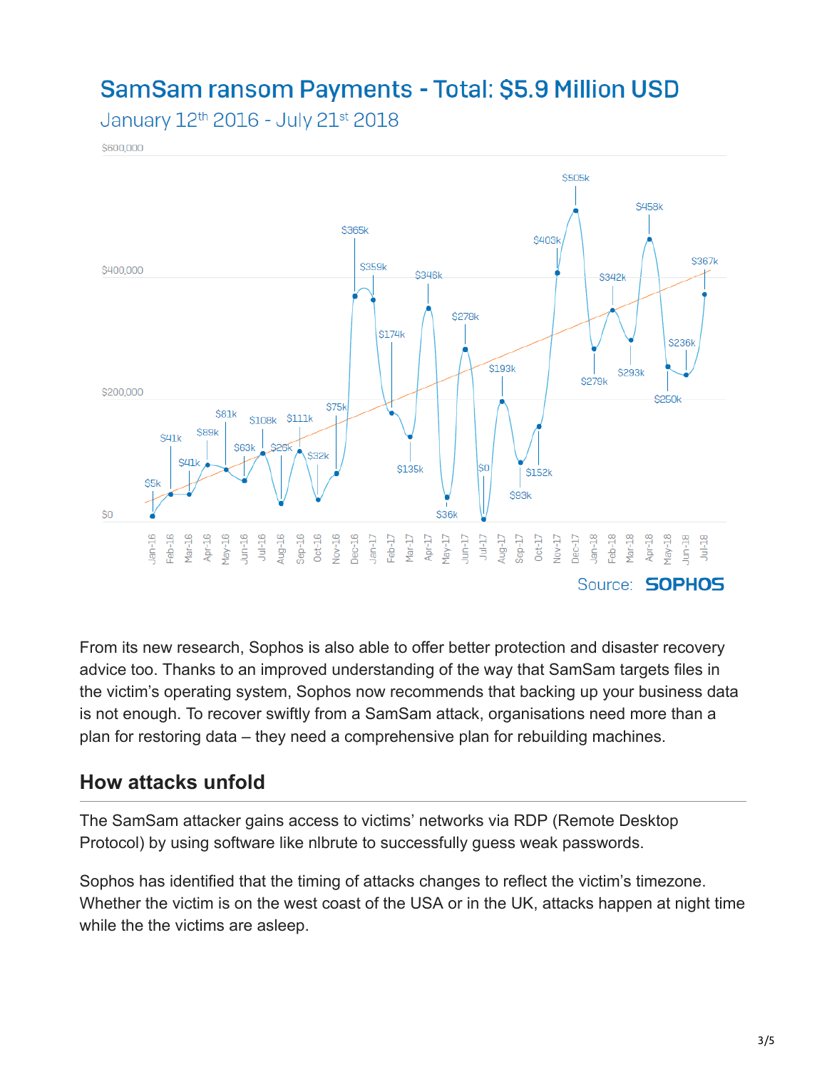SamSam ransom Payments - Total: $5.9 Million USD

January 12th 2016 - July 21st 2018

$600,000
$400,000
$200,000
$0

$5k
$41k
$41k
$89k
$81k
$63k
$108k
$26k
$111k
$32k
$75k
$365k
$359k
$174k
$135k
$346k
$36k
$278k
$0
$193k
$93k
$152k
$403k
$505k
$279k
$342k
$293k
$458k
$250k
$236k
$367k

Jan-16 Feb-16 Mar-16 Apr-16 May-16 Jun-16 Jul-16 Aug-16 Sep-16 Oct-16 Nov-16 Dec-16 Jan-17 Feb-17 Mar-17 Apr-17 May-17 Jun-17 Jul-17 Aug-17 Sep-17 Oct-17 Nov-17 Dec-17 Jan-18 Feb-18 Mar-18 Apr-18 May-18 Jun-18 Jul-18

Source: SOPHOS

From its new research, Sophos is also able to offer better protection and disaster recovery advice too. Thanks to an improved understanding of the way that SamSam targets files in the victim's operating system, Sophos now recommends that backing up your business data is not enough. To recover swiftly from a SamSam attack, organisations need more than a plan for restoring data – they need a comprehensive plan for rebuilding machines.

## How attacks unfold

The SamSam attacker gains access to victims' networks via RDP (Remote Desktop Protocol) by using software like nlbrute to successfully guess weak passwords.

Sophos has identified that the timing of attacks changes to reflect the victim's timezone. Whether the victim is on the west coast of the USA or in the UK, attacks happen at night time while the the victims are asleep.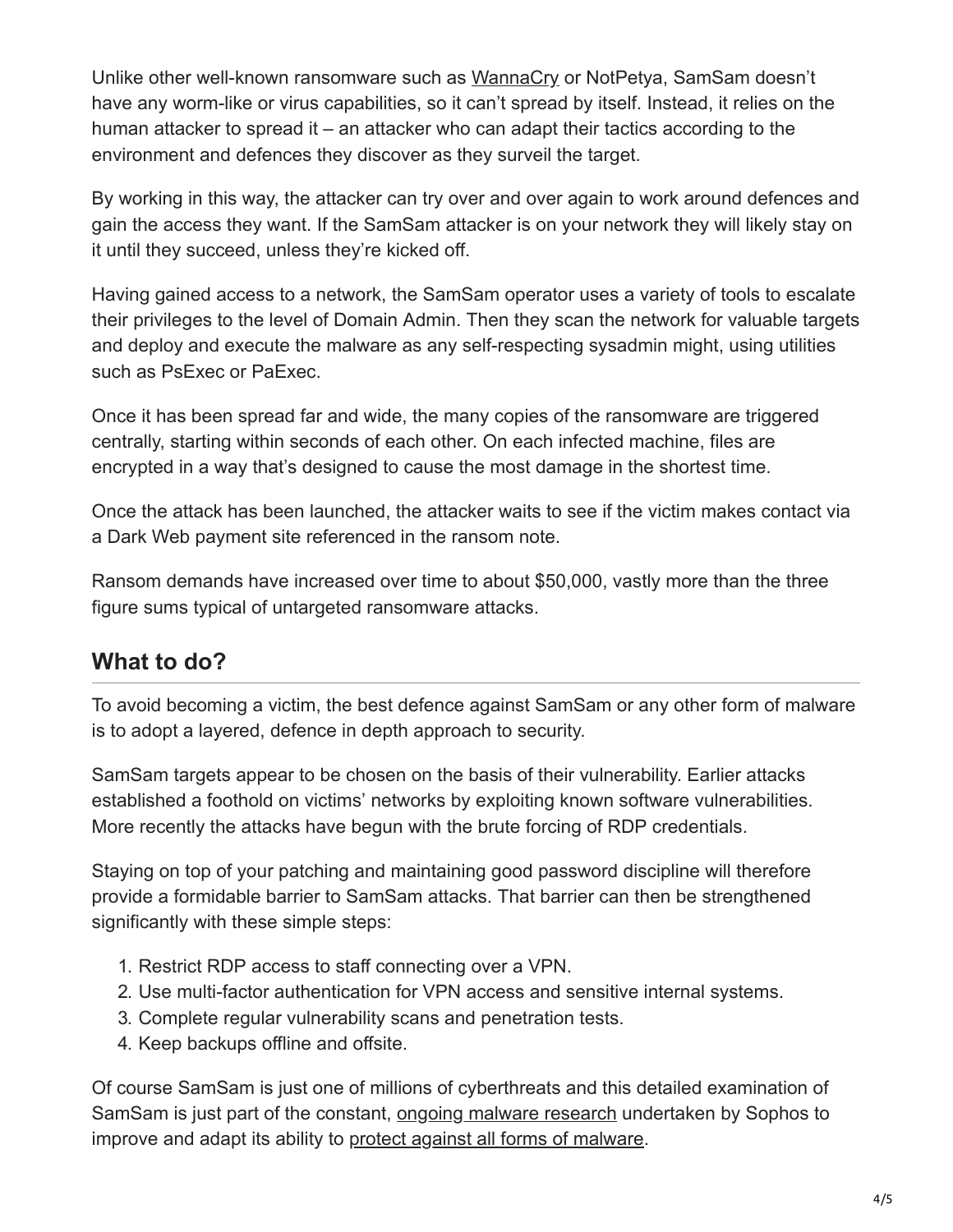Unlike other well-known ransomware such as WannaCry or NotPetya, SamSam doesn't have any worm-like or virus capabilities, so it can't spread by itself. Instead, it relies on the human attacker to spread it – an attacker who can adapt their tactics according to the environment and defences they discover as they surveil the target.

By working in this way, the attacker can try over and over again to work around defences and gain the access they want. If the SamSam attacker is on your network they will likely stay on it until they succeed, unless they're kicked off.

Having gained access to a network, the SamSam operator uses a variety of tools to escalate their privileges to the level of Domain Admin. Then they scan the network for valuable targets and deploy and execute the malware as any self-respecting sysadmin might, using utilities such as PsExec or PaExec.

Once it has been spread far and wide, the many copies of the ransomware are triggered centrally, starting within seconds of each other. On each infected machine, files are encrypted in a way that's designed to cause the most damage in the shortest time.

Once the attack has been launched, the attacker waits to see if the victim makes contact via a Dark Web payment site referenced in the ransom note.

Ransom demands have increased over time to about $50,000, vastly more than the three figure sums typical of untargeted ransomware attacks.

## What to do?

To avoid becoming a victim, the best defence against SamSam or any other form of malware is to adopt a layered, defence in depth approach to security.

SamSam targets appear to be chosen on the basis of their vulnerability. Earlier attacks established a foothold on victims' networks by exploiting known software vulnerabilities. More recently the attacks have begun with the brute forcing of RDP credentials.

Staying on top of your patching and maintaining good password discipline will therefore provide a formidable barrier to SamSam attacks. That barrier can then be strengthened significantly with these simple steps:

1. Restrict RDP access to staff connecting over a VPN.
2. Use multi-factor authentication for VPN access and sensitive internal systems.
3. Complete regular vulnerability scans and penetration tests.
4. Keep backups offline and offsite.

Of course SamSam is just one of millions of cyberthreats and this detailed examination of SamSam is just part of the constant, ongoing malware research undertaken by Sophos to improve and adapt its ability to protect against all forms of malware.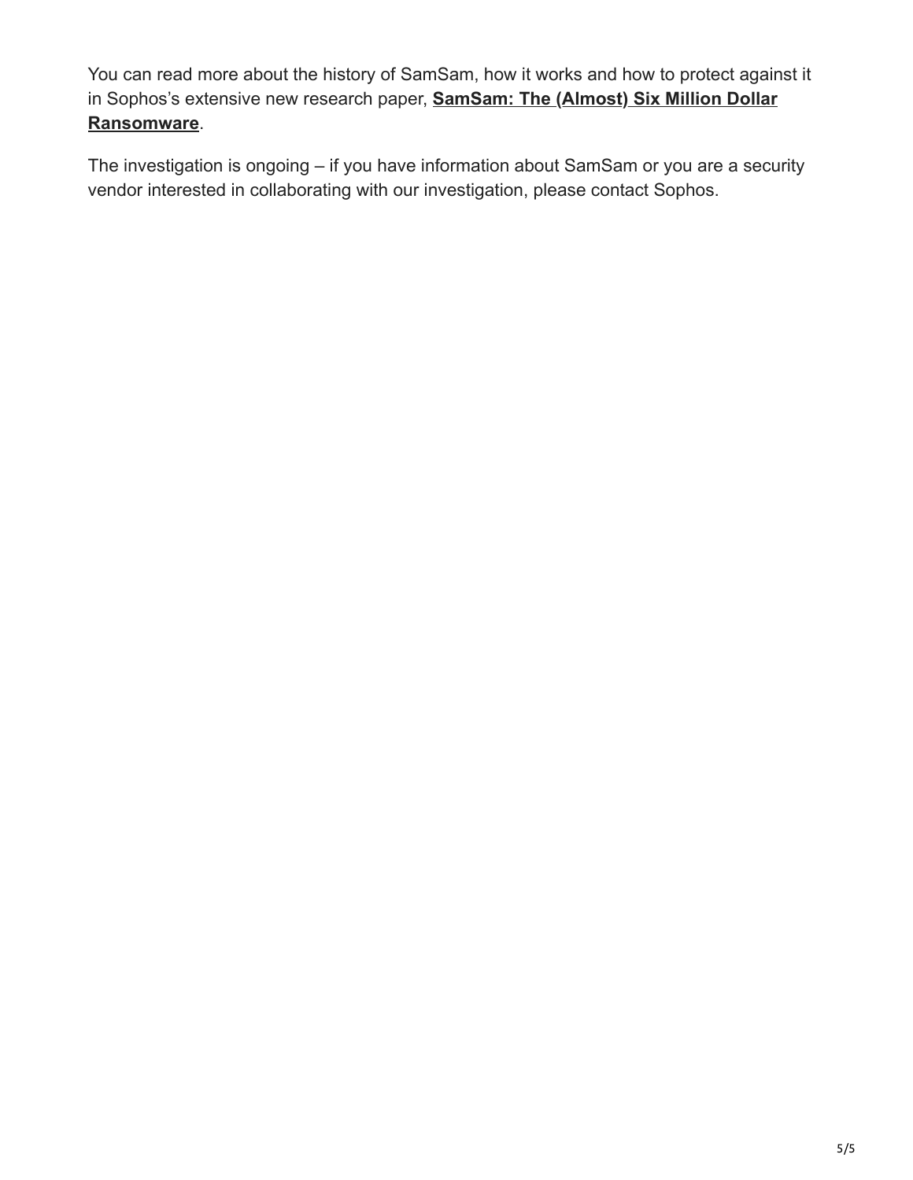You can read more about the history of SamSam, how it works and how to protect against it in Sophos's extensive new research paper, **SamSam: The (Almost) Six Million Dollar Ransomware**.

The investigation is ongoing – if you have information about SamSam or you are a security vendor interested in collaborating with our investigation, please contact Sophos.